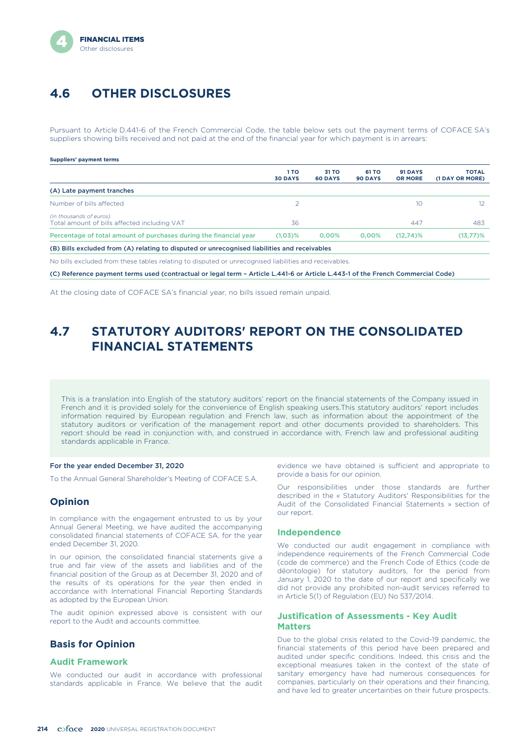## 4.6 OTHER DISCLOSURES

Pursuant to Article D.441-6 of the French Commercial Code, the table below sets out the payment terms of COFACE SA's suppliers showing bills received and not paid at the end of the financial year for which payment is in arrears:

**Suppliers' payment terms**

| | 1 TO 30 DAYS | 31 TO 60 DAYS | 61 TO 90 DAYS | 91 DAYS OR MORE | TOTAL (1 DAY OR MORE) |
|---|---|---|---|---|---|
| **(A) Late payment tranches** | | | | | |
| Number of bills affected | 2 | | | 10 | 12 |
| *(in thousands of euros)* Total amount of bills affected including VAT | 36 | | | 447 | 483 |
| Percentage of total amount of purchases during the financial year | (1,03)% | 0,00% | 0,00% | (12,74)% | (13,77)% |
| **(B) Bills excluded from (A) relating to disputed or unrecognised liabilities and receivables** | | | | | |
| No bills excluded from these tables relating to disputed or unrecognised liabilities and receivables. | | | | | |
| **(C) Reference payment terms used (contractual or legal term – Article L.441-6 or Article L.443-1 of the French Commercial Code)** | | | | | |

At the closing date of COFACE SA's financial year, no bills issued remain unpaid.

## 4.7 STATUTORY AUDITORS' REPORT ON THE CONSOLIDATED FINANCIAL STATEMENTS

This is a translation into English of the statutory auditors' report on the financial statements of the Company issued in French and it is provided solely for the convenience of English speaking users.This statutory auditors' report includes information required by European regulation and French law, such as information about the appointment of the statutory auditors or verification of the management report and other documents provided to shareholders. This report should be read in conjunction with, and construed in accordance with, French law and professional auditing standards applicable in France.

**For the year ended December 31, 2020**

To the Annual General Shareholder's Meeting of COFACE S.A.

### Opinion

In compliance with the engagement entrusted to us by your Annual General Meeting, we have audited the accompanying consolidated financial statements of COFACE SA. for the year ended December 31, 2020.

In our opinion, the consolidated financial statements give a true and fair view of the assets and liabilities and of the financial position of the Group as at December 31, 2020 and of the results of its operations for the year then ended in accordance with International Financial Reporting Standards as adopted by the European Union.

The audit opinion expressed above is consistent with our report to the Audit and accounts committee.

### Basis for Opinion

#### Audit Framework

We conducted our audit in accordance with professional standards applicable in France. We believe that the audit evidence we have obtained is sufficient and appropriate to provide a basis for our opinion.

Our responsibilities under those standards are further described in the « Statutory Auditors' Responsibilities for the Audit of the Consolidated Financial Statements » section of our report.

#### Independence

We conducted our audit engagement in compliance with independence requirements of the French Commercial Code (code de commerce) and the French Code of Ethics (code de déontologie) for statutory auditors, for the period from January 1, 2020 to the date of our report and specifically we did not provide any prohibited non-audit services referred to in Article 5(1) of Regulation (EU) No 537/2014.

#### Justification of Assessments - Key Audit Matters

Due to the global crisis related to the Covid-19 pandemic, the financial statements of this period have been prepared and audited under specific conditions. Indeed, this crisis and the exceptional measures taken in the context of the state of sanitary emergency have had numerous consequences for companies, particularly on their operations and their financing, and have led to greater uncertainties on their future prospects.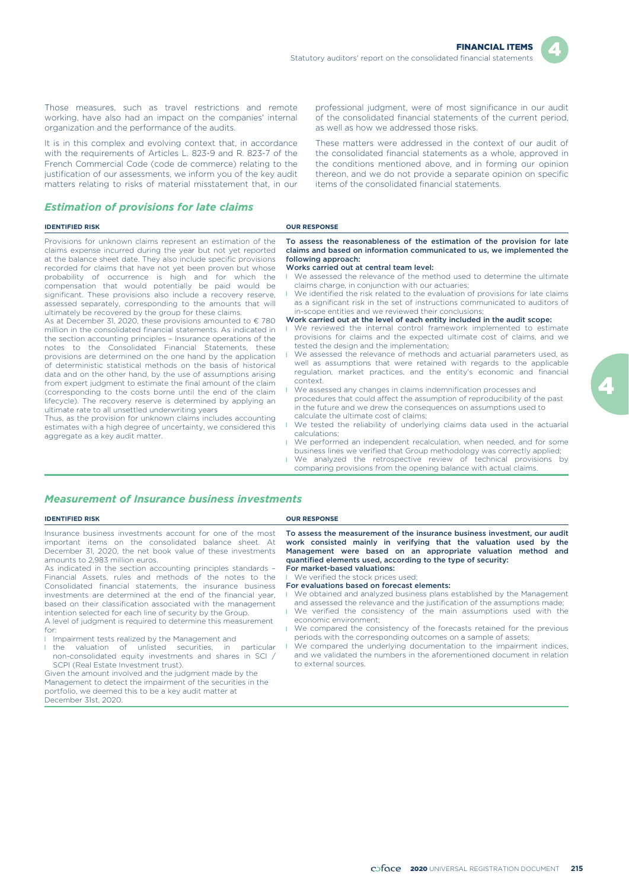Those measures, such as travel restrictions and remote working, have also had an impact on the companies' internal organization and the performance of the audits.

It is in this complex and evolving context that, in accordance with the requirements of Articles L. 823-9 and R. 823-7 of the French Commercial Code (code de commerce) relating to the justification of our assessments, we inform you of the key audit matters relating to risks of material misstatement that, in our professional judgment, were of most significance in our audit of the consolidated financial statements of the current period, as well as how we addressed those risks.

These matters were addressed in the context of our audit of the consolidated financial statements as a whole, approved in the conditions mentioned above, and in forming our opinion thereon, and we do not provide a separate opinion on specific items of the consolidated financial statements.

## *Estimation of provisions for late claims*

| IDENTIFIED RISK | OUR RESPONSE |
|---|---|
| Provisions for unknown claims represent an estimation of the claims expense incurred during the year but not yet reported at the balance sheet date. They also include specific provisions recorded for claims that have not yet been proven but whose probability of occurrence is high and for which the compensation that would potentially be paid would be significant. These provisions also include a recovery reserve, assessed separately, corresponding to the amounts that will ultimately be recovered by the group for these claims.<br>As at December 31, 2020, these provisions amounted to € 780 million in the consolidated financial statements. As indicated in the section accounting principles – Insurance operations of the notes to the Consolidated Financial Statements, these provisions are determined on the one hand by the application of deterministic statistical methods on the basis of historical data and on the other hand, by the use of assumptions arising from expert judgment to estimate the final amount of the claim (corresponding to the costs borne until the end of the claim lifecycle). The recovery reserve is determined by applying an ultimate rate to all unsettled underwriting years<br>Thus, as the provision for unknown claims includes accounting estimates with a high degree of uncertainty, we considered this aggregate as a key audit matter. | **To assess the reasonableness of the estimation of the provision for late claims and based on information communicated to us, we implemented the following approach:**<br>**Works carried out at central team level:**<br>- We assessed the relevance of the method used to determine the ultimate claims charge, in conjunction with our actuaries;<br>- We identified the risk related to the evaluation of provisions for late claims as a significant risk in the set of instructions communicated to auditors of in-scope entities and we reviewed their conclusions;<br>**Work carried out at the level of each entity included in the audit scope:**<br>- We reviewed the internal control framework implemented to estimate provisions for claims and the expected ultimate cost of claims, and we tested the design and the implementation;<br>- We assessed the relevance of methods and actuarial parameters used, as well as assumptions that were retained with regards to the applicable regulation, market practices, and the entity's economic and financial context.<br>- We assessed any changes in claims indemnification processes and procedures that could affect the assumption of reproducibility of the past in the future and we drew the consequences on assumptions used to calculate the ultimate cost of claims;<br>- We tested the reliability of underlying claims data used in the actuarial calculations;<br>- We performed an independent recalculation, when needed, and for some business lines we verified that Group methodology was correctly applied;<br>- We analyzed the retrospective review of technical provisions by comparing provisions from the opening balance with actual claims. |

## *Measurement of Insurance business investments*

| IDENTIFIED RISK | OUR RESPONSE |
|---|---|
| Insurance business investments account for one of the most important items on the consolidated balance sheet. At December 31, 2020, the net book value of these investments amounts to 2,983 million euros.<br>As indicated in the section accounting principles standards – Financial Assets, rules and methods of the notes to the Consolidated financial statements, the insurance business investments are determined at the end of the financial year, based on their classification associated with the management intention selected for each line of security by the Group.<br>A level of judgment is required to determine this measurement for:<br>- Impairment tests realized by the Management and<br>- the valuation of unlisted securities, in particular non-consolidated equity investments and shares in SCI / SCPI (Real Estate Investment trust).<br>Given the amount involved and the judgment made by the Management to detect the impairment of the securities in the portfolio, we deemed this to be a key audit matter at December 31st, 2020. | **To assess the measurement of the insurance business investment, our audit work consisted mainly in verifying that the valuation used by the Management were based on an appropriate valuation method and quantified elements used, according to the type of security:**<br>**For market-based valuations:**<br>- We verified the stock prices used;<br>**For evaluations based on forecast elements:**<br>- We obtained and analyzed business plans established by the Management and assessed the relevance and the justification of the assumptions made;<br>- We verified the consistency of the main assumptions used with the economic environment;<br>- We compared the consistency of the forecasts retained for the previous periods with the corresponding outcomes on a sample of assets;<br>- We compared the underlying documentation to the impairment indices, and we validated the numbers in the aforementioned document in relation to external sources. |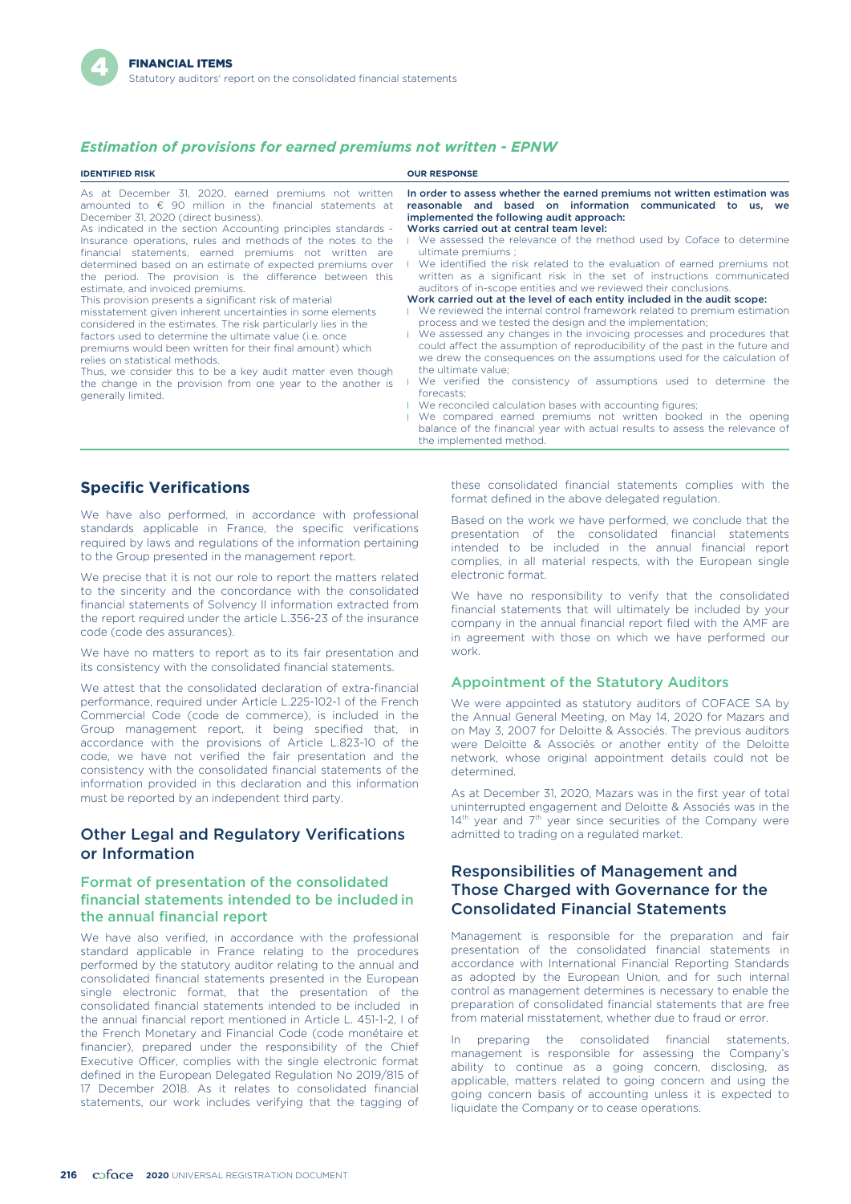### *Estimation of provisions for earned premiums not written - EPNW*

| IDENTIFIED RISK | OUR RESPONSE |
|---|---|
| As at December 31, 2020, earned premiums not written amounted to € 90 million in the financial statements at December 31, 2020 (direct business).<br>As indicated in the section Accounting principles standards - Insurance operations, rules and methods of the notes to the financial statements, earned premiums not written are determined based on an estimate of expected premiums over the period. The provision is the difference between this estimate, and invoiced premiums.<br>This provision presents a significant risk of material misstatement given inherent uncertainties in some elements considered in the estimates. The risk particularly lies in the factors used to determine the ultimate value (i.e. once premiums would been written for their final amount) which relies on statistical methods.<br>Thus, we consider this to be a key audit matter even though the change in the provision from one year to the another is generally limited. | **In order to assess whether the earned premiums not written estimation was reasonable and based on information communicated to us, we implemented the following audit approach:**<br>**Works carried out at central team level:**<br>- We assessed the relevance of the method used by Coface to determine ultimate premiums ;<br>- We identified the risk related to the evaluation of earned premiums not written as a significant risk in the set of instructions communicated to auditors of in-scope entities and we reviewed their conclusions.<br>**Work carried out at the level of each entity included in the audit scope:**<br>- We reviewed the internal control framework related to premium estimation process and we tested the design and the implementation;<br>- We assessed any changes in the invoicing processes and procedures that could affect the assumption of reproducibility of the past in the future and we drew the consequences on the assumptions used for the calculation of the ultimate value;<br>- We verified the consistency of assumptions used to determine the forecasts;<br>- We reconciled calculation bases with accounting figures;<br>- We compared earned premiums not written booked in the opening balance of the financial year with actual results to assess the relevance of the implemented method. |

## Specific Verifications

We have also performed, in accordance with professional standards applicable in France, the specific verifications required by laws and regulations of the information pertaining to the Group presented in the management report.

We precise that it is not our role to report the matters related to the sincerity and the concordance with the consolidated financial statements of Solvency II information extracted from the report required under the article L.356-23 of the insurance code (code des assurances).

We have no matters to report as to its fair presentation and its consistency with the consolidated financial statements.

We attest that the consolidated declaration of extra-financial performance, required under Article L.225-102-1 of the French Commercial Code (code de commerce), is included in the Group management report, it being specified that, in accordance with the provisions of Article L.823-10 of the code, we have not verified the fair presentation and the consistency with the consolidated financial statements of the information provided in this declaration and this information must be reported by an independent third party.

## Other Legal and Regulatory Verifications or Information

### Format of presentation of the consolidated financial statements intended to be included in the annual financial report

We have also verified, in accordance with the professional standard applicable in France relating to the procedures performed by the statutory auditor relating to the annual and consolidated financial statements presented in the European single electronic format, that the presentation of the consolidated financial statements intended to be included in the annual financial report mentioned in Article L. 451-1-2, I of the French Monetary and Financial Code (code monétaire et financier), prepared under the responsibility of the Chief Executive Officer, complies with the single electronic format defined in the European Delegated Regulation No 2019/815 of 17 December 2018. As it relates to consolidated financial statements, our work includes verifying that the tagging of these consolidated financial statements complies with the format defined in the above delegated regulation.

Based on the work we have performed, we conclude that the presentation of the consolidated financial statements intended to be included in the annual financial report complies, in all material respects, with the European single electronic format.

We have no responsibility to verify that the consolidated financial statements that will ultimately be included by your company in the annual financial report filed with the AMF are in agreement with those on which we have performed our work.

### Appointment of the Statutory Auditors

We were appointed as statutory auditors of COFACE SA by the Annual General Meeting, on May 14, 2020 for Mazars and on May 3, 2007 for Deloitte & Associés. The previous auditors were Deloitte & Associés or another entity of the Deloitte network, whose original appointment details could not be determined.

As at December 31, 2020, Mazars was in the first year of total uninterrupted engagement and Deloitte & Associés was in the 14th year and 7th year since securities of the Company were admitted to trading on a regulated market.

## Responsibilities of Management and Those Charged with Governance for the Consolidated Financial Statements

Management is responsible for the preparation and fair presentation of the consolidated financial statements in accordance with International Financial Reporting Standards as adopted by the European Union, and for such internal control as management determines is necessary to enable the preparation of consolidated financial statements that are free from material misstatement, whether due to fraud or error.

In preparing the consolidated financial statements, management is responsible for assessing the Company's ability to continue as a going concern, disclosing, as applicable, matters related to going concern and using the going concern basis of accounting unless it is expected to liquidate the Company or to cease operations.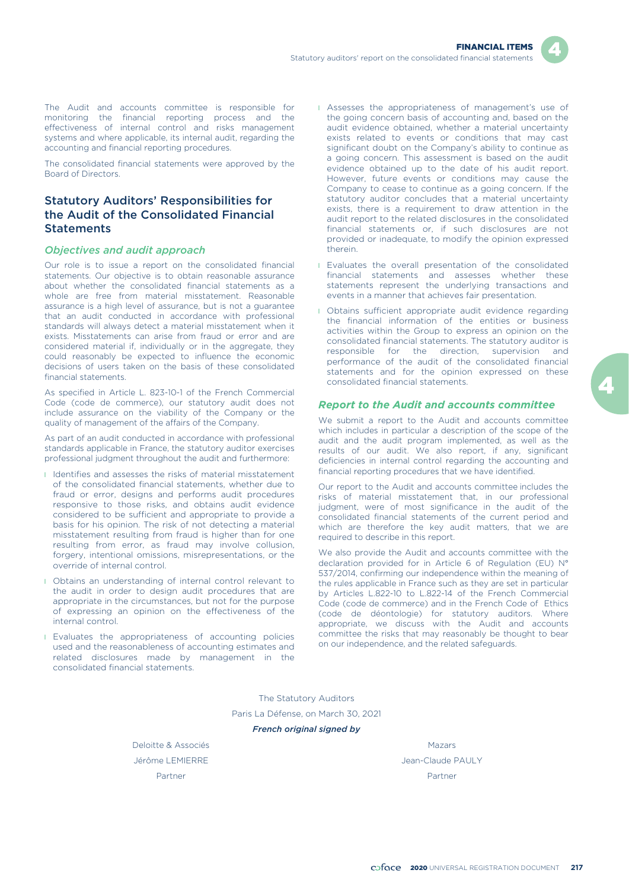The Audit and accounts committee is responsible for monitoring the financial reporting process and the effectiveness of internal control and risks management systems and where applicable, its internal audit, regarding the accounting and financial reporting procedures.

The consolidated financial statements were approved by the Board of Directors.

## Statutory Auditors' Responsibilities for the Audit of the Consolidated Financial Statements

### *Objectives and audit approach*

Our role is to issue a report on the consolidated financial statements. Our objective is to obtain reasonable assurance about whether the consolidated financial statements as a whole are free from material misstatement. Reasonable assurance is a high level of assurance, but is not a guarantee that an audit conducted in accordance with professional standards will always detect a material misstatement when it exists. Misstatements can arise from fraud or error and are considered material if, individually or in the aggregate, they could reasonably be expected to influence the economic decisions of users taken on the basis of these consolidated financial statements.

As specified in Article L. 823-10-1 of the French Commercial Code (code de commerce), our statutory audit does not include assurance on the viability of the Company or the quality of management of the affairs of the Company.

As part of an audit conducted in accordance with professional standards applicable in France, the statutory auditor exercises professional judgment throughout the audit and furthermore:

- Identifies and assesses the risks of material misstatement of the consolidated financial statements, whether due to fraud or error, designs and performs audit procedures responsive to those risks, and obtains audit evidence considered to be sufficient and appropriate to provide a basis for his opinion. The risk of not detecting a material misstatement resulting from fraud is higher than for one resulting from error, as fraud may involve collusion, forgery, intentional omissions, misrepresentations, or the override of internal control.
- Obtains an understanding of internal control relevant to the audit in order to design audit procedures that are appropriate in the circumstances, but not for the purpose of expressing an opinion on the effectiveness of the internal control.
- Evaluates the appropriateness of accounting policies used and the reasonableness of accounting estimates and related disclosures made by management in the consolidated financial statements.
- Assesses the appropriateness of management's use of the going concern basis of accounting and, based on the audit evidence obtained, whether a material uncertainty exists related to events or conditions that may cast significant doubt on the Company's ability to continue as a going concern. This assessment is based on the audit evidence obtained up to the date of his audit report. However, future events or conditions may cause the Company to cease to continue as a going concern. If the statutory auditor concludes that a material uncertainty exists, there is a requirement to draw attention in the audit report to the related disclosures in the consolidated financial statements or, if such disclosures are not provided or inadequate, to modify the opinion expressed therein.
- Evaluates the overall presentation of the consolidated financial statements and assesses whether these statements represent the underlying transactions and events in a manner that achieves fair presentation.
- Obtains sufficient appropriate audit evidence regarding the financial information of the entities or business activities within the Group to express an opinion on the consolidated financial statements. The statutory auditor is responsible for the direction, supervision and performance of the audit of the consolidated financial statements and for the opinion expressed on these consolidated financial statements.

### *Report to the Audit and accounts committee*

We submit a report to the Audit and accounts committee which includes in particular a description of the scope of the audit and the audit program implemented, as well as the results of our audit. We also report, if any, significant deficiencies in internal control regarding the accounting and financial reporting procedures that we have identified.

Our report to the Audit and accounts committee includes the risks of material misstatement that, in our professional judgment, were of most significance in the audit of the consolidated financial statements of the current period and which are therefore the key audit matters, that we are required to describe in this report.

We also provide the Audit and accounts committee with the declaration provided for in Article 6 of Regulation (EU) N° 537/2014, confirming our independence within the meaning of the rules applicable in France such as they are set in particular by Articles L.822-10 to L.822-14 of the French Commercial Code (code de commerce) and in the French Code of Ethics (code de déontologie) for statutory auditors. Where appropriate, we discuss with the Audit and accounts committee the risks that may reasonably be thought to bear on our independence, and the related safeguards.

The Statutory Auditors

Paris La Défense, on March 30, 2021

***French original signed by***

| | |
|---|---|
| Deloitte & Associés | Mazars |
| Jérôme LEMIERRE | Jean-Claude PAULY |
| Partner | Partner |